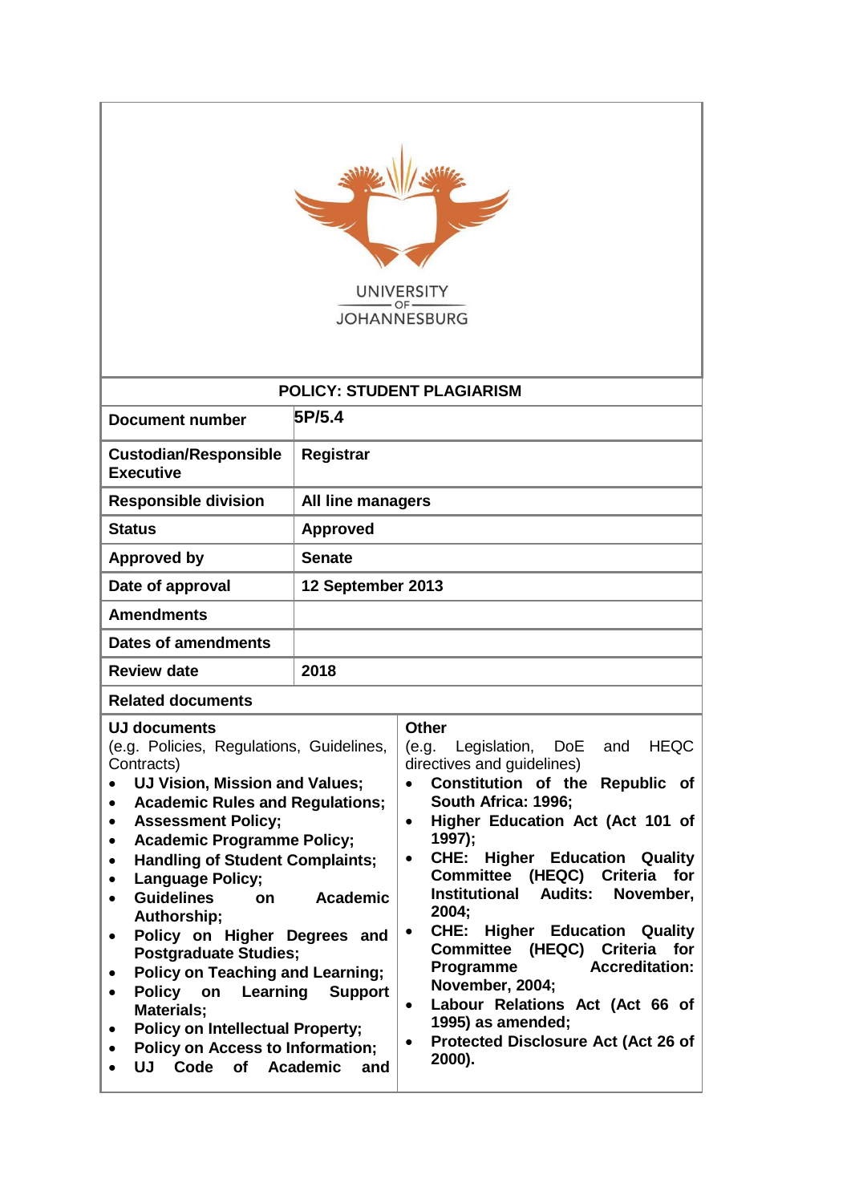UNIVERSITY OF JOHANNESBURG

| POLICY: STUDENT PLAGIARISM | |
|---|---|
| **Document number** | **5P/5.4** |
| **Custodian/Responsible Executive** | **Registrar** |
| **Responsible division** | **All line managers** |
| **Status** | **Approved** |
| **Approved by** | **Senate** |
| **Date of approval** | **12 September 2013** |
| **Amendments** | |
| **Dates of amendments** | |
| **Review date** | **2018** |

**Related documents**

| **UJ documents**<br>(e.g. Policies, Regulations, Guidelines, Contracts) | **Other**<br>(e.g. Legislation, DoE and HEQC directives and guidelines) |
|---|---|
| • **UJ Vision, Mission and Values;**<br>• **Academic Rules and Regulations;**<br>• **Assessment Policy;**<br>• **Academic Programme Policy;**<br>• **Handling of Student Complaints;**<br>• **Language Policy;**<br>• **Guidelines on Academic Authorship;**<br>• **Policy on Higher Degrees and Postgraduate Studies;**<br>• **Policy on Teaching and Learning;**<br>• **Policy on Learning Support Materials;**<br>• **Policy on Intellectual Property;**<br>• **Policy on Access to Information;**<br>• **UJ Code of Academic and** | • **Constitution of the Republic of South Africa: 1996;**<br>• **Higher Education Act (Act 101 of 1997);**<br>• **CHE: Higher Education Quality Committee (HEQC) Criteria for Institutional Audits: November, 2004;**<br>• **CHE: Higher Education Quality Committee (HEQC) Criteria for Programme Accreditation: November, 2004;**<br>• **Labour Relations Act (Act 66 of 1995) as amended;**<br>• **Protected Disclosure Act (Act 26 of 2000).** |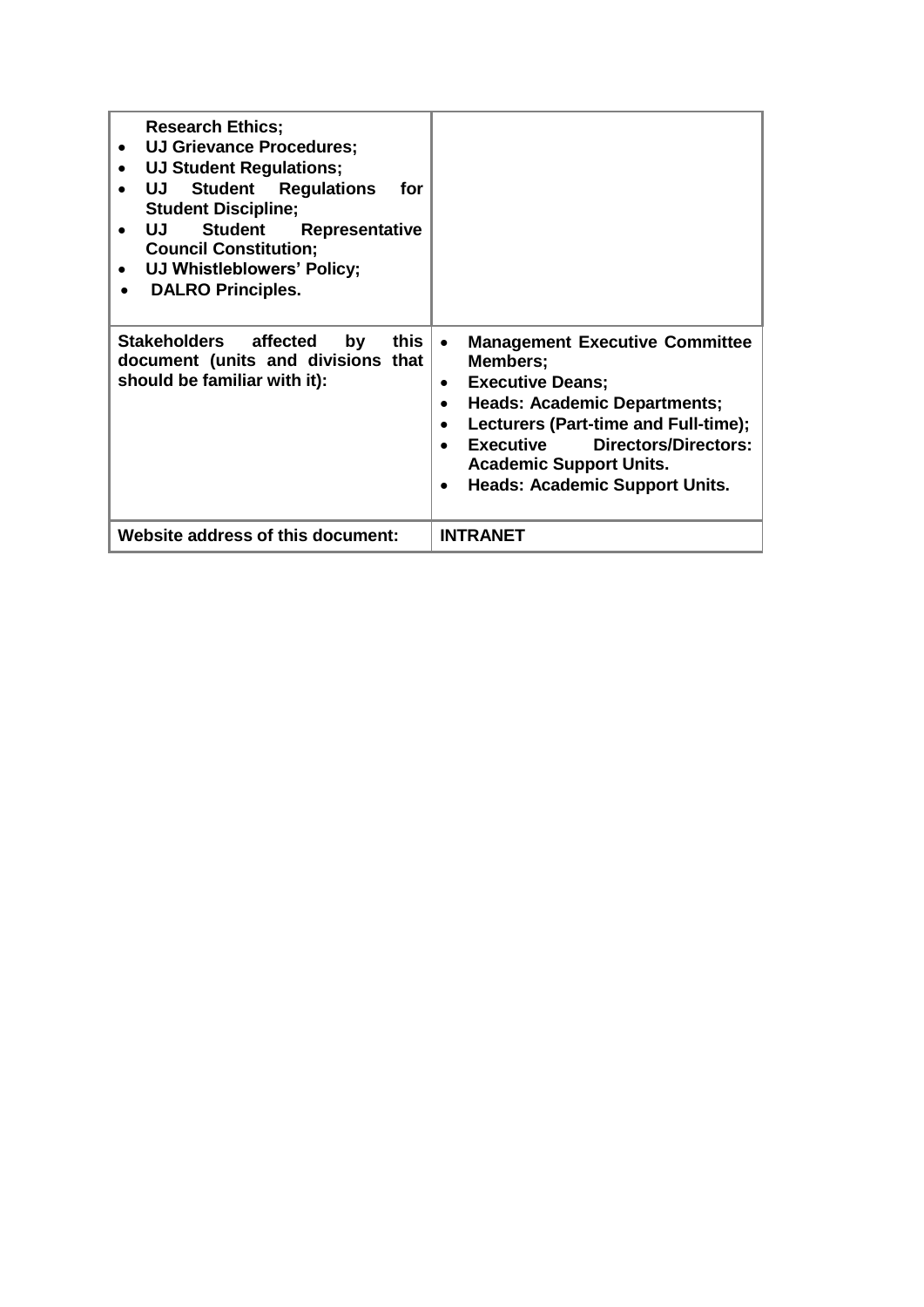| | |
|---|---|
| **Research Ethics;**<br>• **UJ Grievance Procedures;**<br>• **UJ Student Regulations;**<br>• **UJ Student Regulations for Student Discipline;**<br>• **UJ Student Representative Council Constitution;**<br>• **UJ Whistleblowers' Policy;**<br>• **DALRO Principles.** | |
| **Stakeholders affected by this document (units and divisions that should be familiar with it):** | • **Management Executive Committee Members;**<br>• **Executive Deans;**<br>• **Heads: Academic Departments;**<br>• **Lecturers (Part-time and Full-time);**<br>• **Executive Directors/Directors: Academic Support Units.**<br>• **Heads: Academic Support Units.** |
| **Website address of this document:** | **INTRANET** |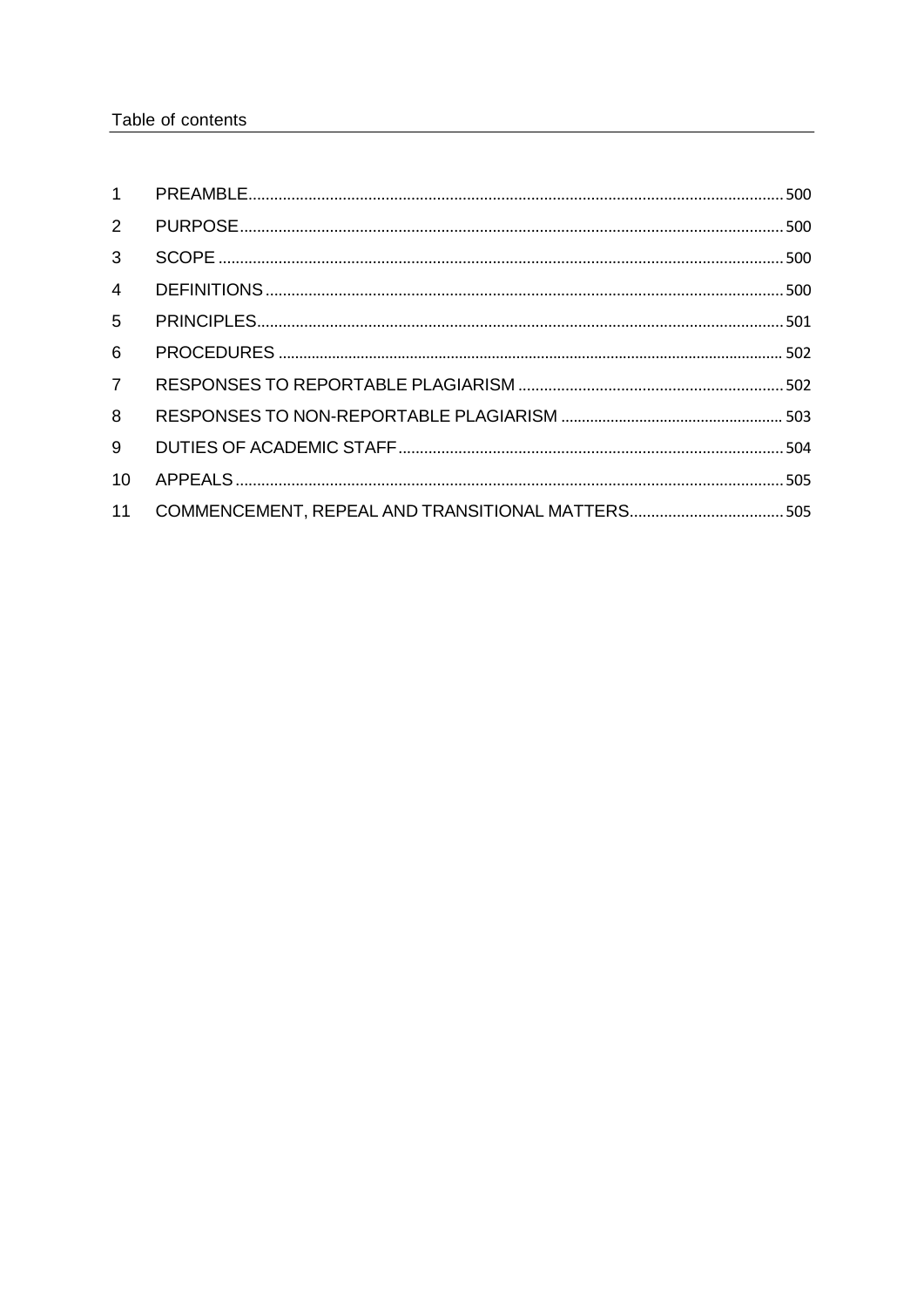Table of contents

| | | |
|---|---|---|
| 1 | PREAMBLE | 500 |
| 2 | PURPOSE | 500 |
| 3 | SCOPE | 500 |
| 4 | DEFINITIONS | 500 |
| 5 | PRINCIPLES | 501 |
| 6 | PROCEDURES | 502 |
| 7 | RESPONSES TO REPORTABLE PLAGIARISM | 502 |
| 8 | RESPONSES TO NON-REPORTABLE PLAGIARISM | 503 |
| 9 | DUTIES OF ACADEMIC STAFF | 504 |
| 10 | APPEALS | 505 |
| 11 | COMMENCEMENT, REPEAL AND TRANSITIONAL MATTERS | 505 |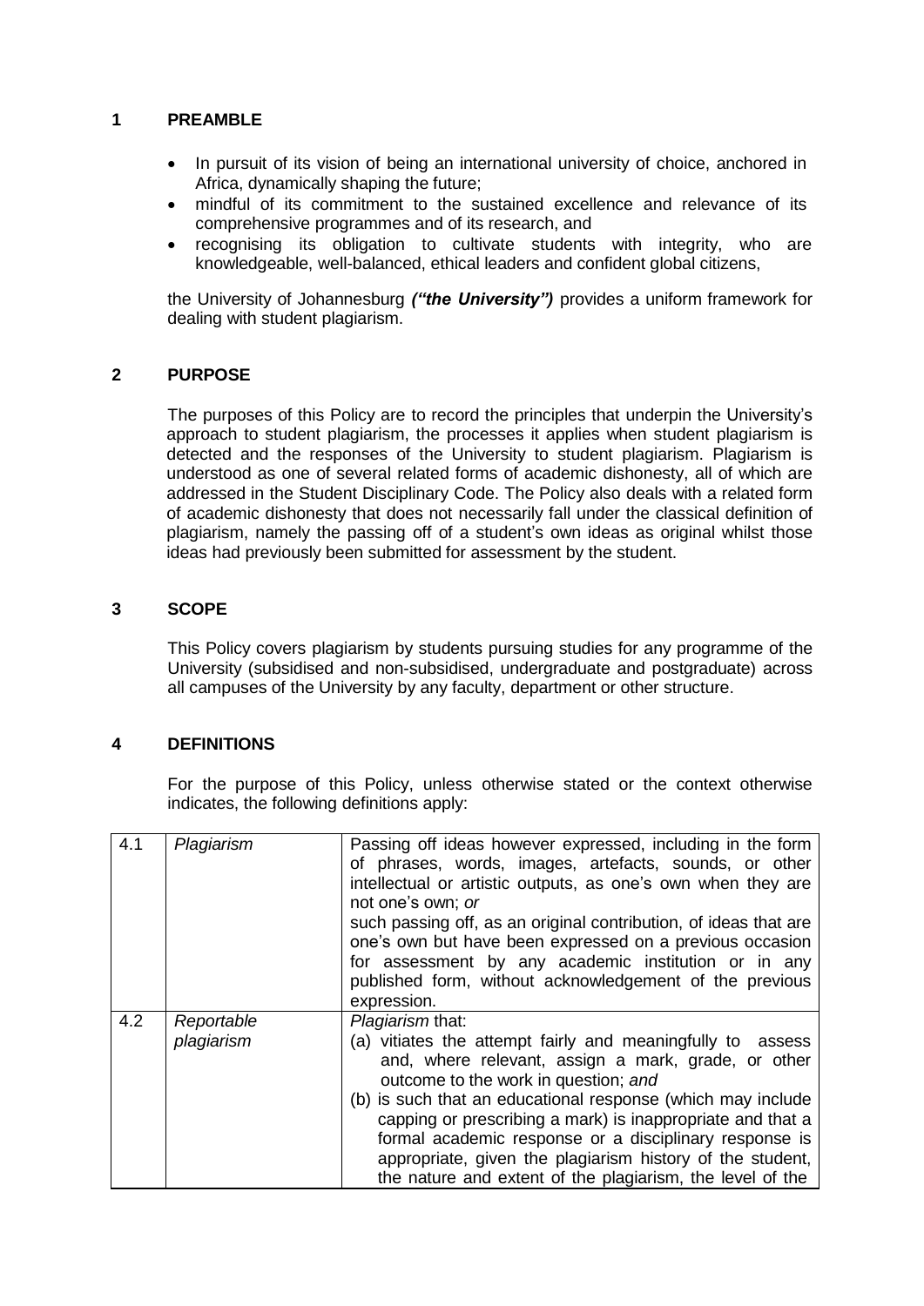## 1 PREAMBLE

- In pursuit of its vision of being an international university of choice, anchored in Africa, dynamically shaping the future;
- mindful of its commitment to the sustained excellence and relevance of its comprehensive programmes and of its research, and
- recognising its obligation to cultivate students with integrity, who are knowledgeable, well-balanced, ethical leaders and confident global citizens,

the University of Johannesburg ***("the University")*** provides a uniform framework for dealing with student plagiarism.

## 2 PURPOSE

The purposes of this Policy are to record the principles that underpin the University's approach to student plagiarism, the processes it applies when student plagiarism is detected and the responses of the University to student plagiarism. Plagiarism is understood as one of several related forms of academic dishonesty, all of which are addressed in the Student Disciplinary Code. The Policy also deals with a related form of academic dishonesty that does not necessarily fall under the classical definition of plagiarism, namely the passing off of a student's own ideas as original whilst those ideas had previously been submitted for assessment by the student.

## 3 SCOPE

This Policy covers plagiarism by students pursuing studies for any programme of the University (subsidised and non-subsidised, undergraduate and postgraduate) across all campuses of the University by any faculty, department or other structure.

## 4 DEFINITIONS

For the purpose of this Policy, unless otherwise stated or the context otherwise indicates, the following definitions apply:

| | | |
|---|---|---|
| 4.1 | *Plagiarism* | Passing off ideas however expressed, including in the form of phrases, words, images, artefacts, sounds, or other intellectual or artistic outputs, as one's own when they are not one's own; *or*<br>such passing off, as an original contribution, of ideas that are one's own but have been expressed on a previous occasion for assessment by any academic institution or in any published form, without acknowledgement of the previous expression. |
| 4.2 | *Reportable plagiarism* | *Plagiarism* that:<br>(a) vitiates the attempt fairly and meaningfully to assess and, where relevant, assign a mark, grade, or other outcome to the work in question; *and*<br>(b) is such that an educational response (which may include capping or prescribing a mark) is inappropriate and that a formal academic response or a disciplinary response is appropriate, given the plagiarism history of the student, the nature and extent of the plagiarism, the level of the |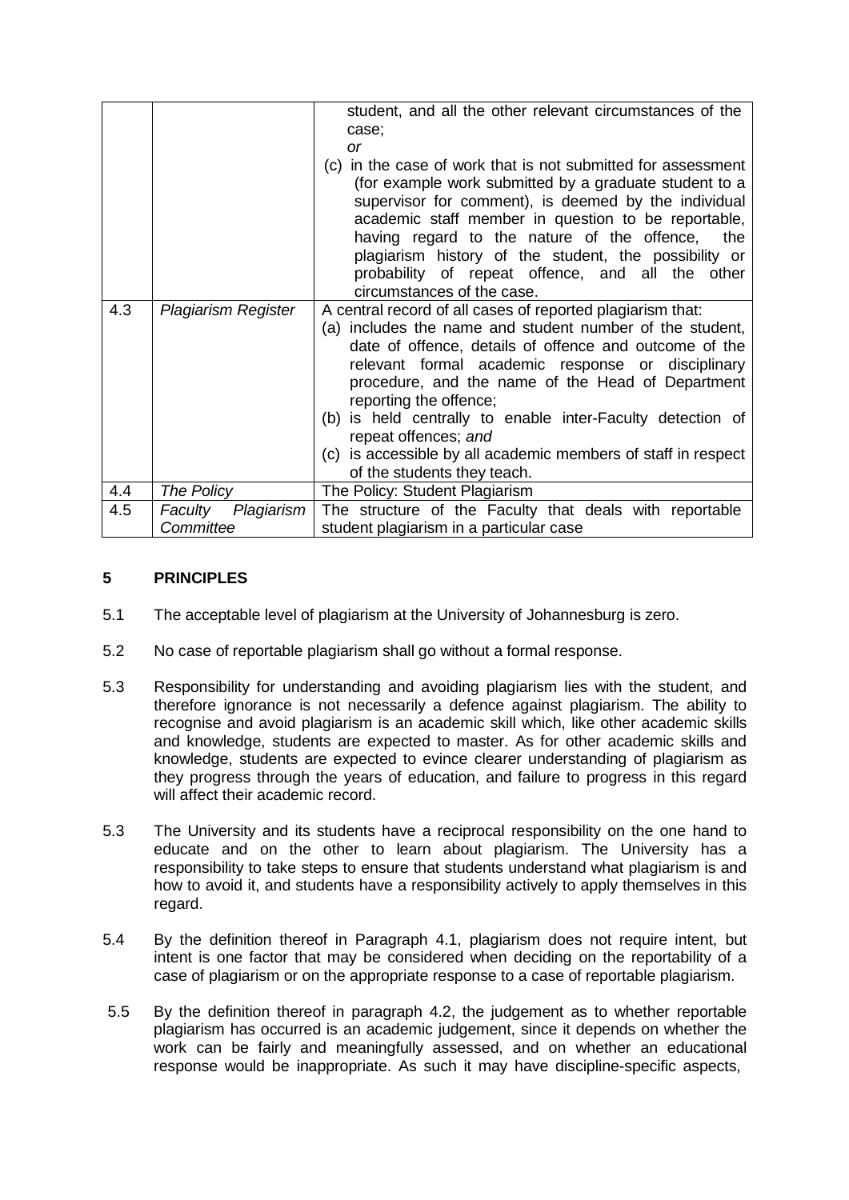| | | |
|---|---|---|
| | | student, and all the other relevant circumstances of the case; *or* (c) in the case of work that is not submitted for assessment (for example work submitted by a graduate student to a supervisor for comment), is deemed by the individual academic staff member in question to be reportable, having regard to the nature of the offence, the plagiarism history of the student, the possibility or probability of repeat offence, and all the other circumstances of the case. |
| 4.3 | *Plagiarism Register* | A central record of all cases of reported plagiarism that: (a) includes the name and student number of the student, date of offence, details of offence and outcome of the relevant formal academic response or disciplinary procedure, and the name of the Head of Department reporting the offence; (b) is held centrally to enable inter-Faculty detection of repeat offences; *and* (c) is accessible by all academic members of staff in respect of the students they teach. |
| 4.4 | *The Policy* | The Policy: Student Plagiarism |
| 4.5 | *Faculty Plagiarism Committee* | The structure of the Faculty that deals with reportable student plagiarism in a particular case |

## 5 PRINCIPLES

5.1 The acceptable level of plagiarism at the University of Johannesburg is zero.

5.2 No case of reportable plagiarism shall go without a formal response.

5.3 Responsibility for understanding and avoiding plagiarism lies with the student, and therefore ignorance is not necessarily a defence against plagiarism. The ability to recognise and avoid plagiarism is an academic skill which, like other academic skills and knowledge, students are expected to master. As for other academic skills and knowledge, students are expected to evince clearer understanding of plagiarism as they progress through the years of education, and failure to progress in this regard will affect their academic record.

5.3 The University and its students have a reciprocal responsibility on the one hand to educate and on the other to learn about plagiarism. The University has a responsibility to take steps to ensure that students understand what plagiarism is and how to avoid it, and students have a responsibility actively to apply themselves in this regard.

5.4 By the definition thereof in Paragraph 4.1, plagiarism does not require intent, but intent is one factor that may be considered when deciding on the reportability of a case of plagiarism or on the appropriate response to a case of reportable plagiarism.

5.5 By the definition thereof in paragraph 4.2, the judgement as to whether reportable plagiarism has occurred is an academic judgement, since it depends on whether the work can be fairly and meaningfully assessed, and on whether an educational response would be inappropriate. As such it may have discipline-specific aspects,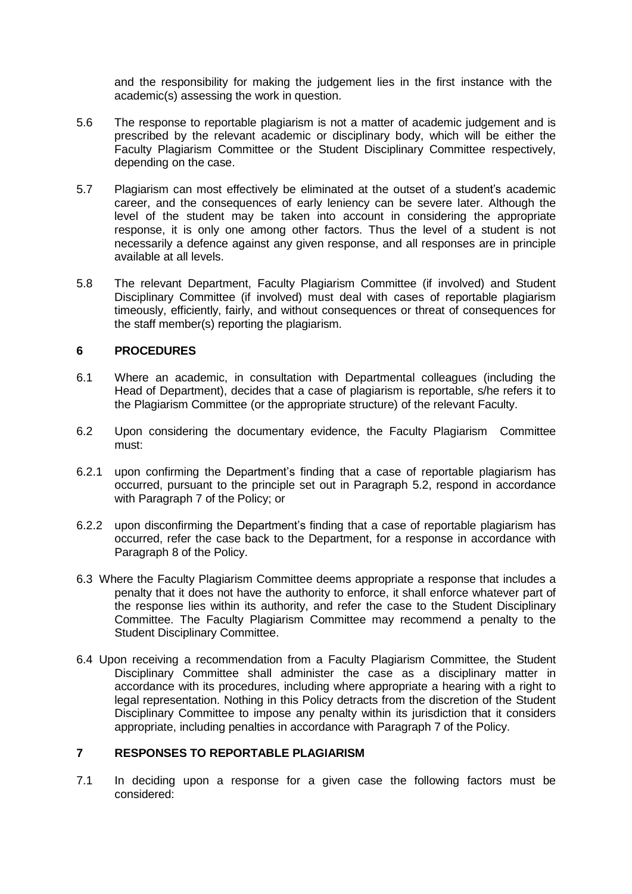and the responsibility for making the judgement lies in the first instance with the academic(s) assessing the work in question.

5.6 The response to reportable plagiarism is not a matter of academic judgement and is prescribed by the relevant academic or disciplinary body, which will be either the Faculty Plagiarism Committee or the Student Disciplinary Committee respectively, depending on the case.

5.7 Plagiarism can most effectively be eliminated at the outset of a student's academic career, and the consequences of early leniency can be severe later. Although the level of the student may be taken into account in considering the appropriate response, it is only one among other factors. Thus the level of a student is not necessarily a defence against any given response, and all responses are in principle available at all levels.

5.8 The relevant Department, Faculty Plagiarism Committee (if involved) and Student Disciplinary Committee (if involved) must deal with cases of reportable plagiarism timeously, efficiently, fairly, and without consequences or threat of consequences for the staff member(s) reporting the plagiarism.

## 6 PROCEDURES

6.1 Where an academic, in consultation with Departmental colleagues (including the Head of Department), decides that a case of plagiarism is reportable, s/he refers it to the Plagiarism Committee (or the appropriate structure) of the relevant Faculty.

6.2 Upon considering the documentary evidence, the Faculty Plagiarism Committee must:

6.2.1 upon confirming the Department's finding that a case of reportable plagiarism has occurred, pursuant to the principle set out in Paragraph 5.2, respond in accordance with Paragraph 7 of the Policy; or

6.2.2 upon disconfirming the Department's finding that a case of reportable plagiarism has occurred, refer the case back to the Department, for a response in accordance with Paragraph 8 of the Policy.

6.3 Where the Faculty Plagiarism Committee deems appropriate a response that includes a penalty that it does not have the authority to enforce, it shall enforce whatever part of the response lies within its authority, and refer the case to the Student Disciplinary Committee. The Faculty Plagiarism Committee may recommend a penalty to the Student Disciplinary Committee.

6.4 Upon receiving a recommendation from a Faculty Plagiarism Committee, the Student Disciplinary Committee shall administer the case as a disciplinary matter in accordance with its procedures, including where appropriate a hearing with a right to legal representation. Nothing in this Policy detracts from the discretion of the Student Disciplinary Committee to impose any penalty within its jurisdiction that it considers appropriate, including penalties in accordance with Paragraph 7 of the Policy.

## 7 RESPONSES TO REPORTABLE PLAGIARISM

7.1 In deciding upon a response for a given case the following factors must be considered: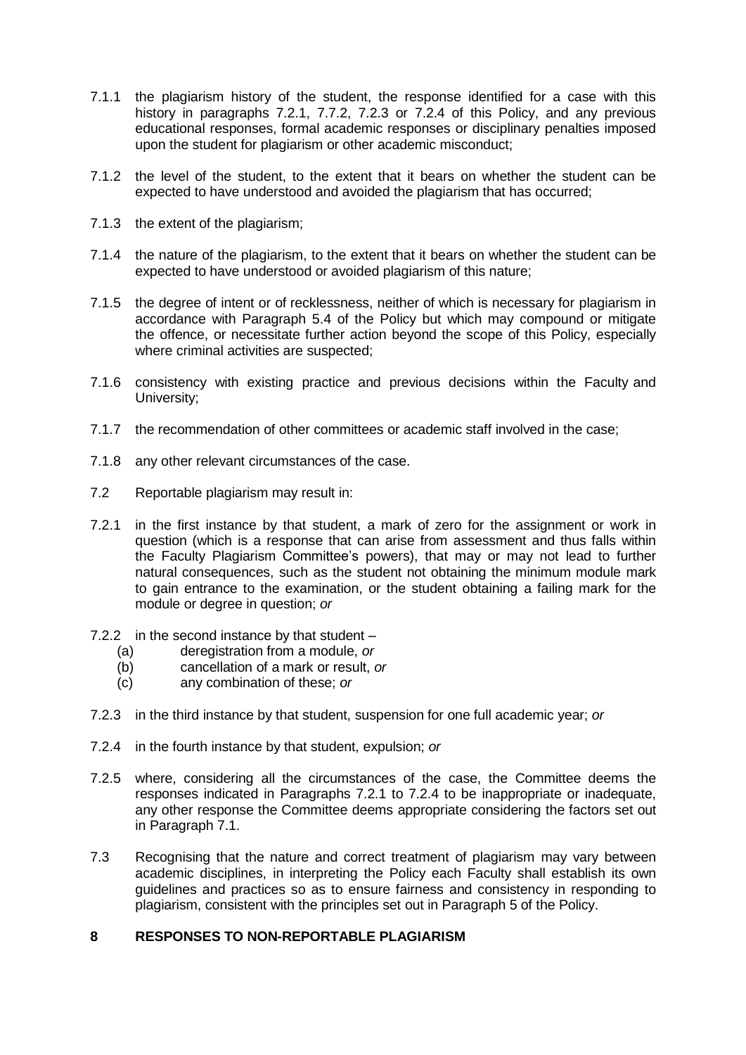7.1.1 the plagiarism history of the student, the response identified for a case with this history in paragraphs 7.2.1, 7.7.2, 7.2.3 or 7.2.4 of this Policy, and any previous educational responses, formal academic responses or disciplinary penalties imposed upon the student for plagiarism or other academic misconduct;

7.1.2 the level of the student, to the extent that it bears on whether the student can be expected to have understood and avoided the plagiarism that has occurred;

7.1.3 the extent of the plagiarism;

7.1.4 the nature of the plagiarism, to the extent that it bears on whether the student can be expected to have understood or avoided plagiarism of this nature;

7.1.5 the degree of intent or of recklessness, neither of which is necessary for plagiarism in accordance with Paragraph 5.4 of the Policy but which may compound or mitigate the offence, or necessitate further action beyond the scope of this Policy, especially where criminal activities are suspected;

7.1.6 consistency with existing practice and previous decisions within the Faculty and University;

7.1.7 the recommendation of other committees or academic staff involved in the case;

7.1.8 any other relevant circumstances of the case.

7.2 Reportable plagiarism may result in:

7.2.1 in the first instance by that student, a mark of zero for the assignment or work in question (which is a response that can arise from assessment and thus falls within the Faculty Plagiarism Committee's powers), that may or may not lead to further natural consequences, such as the student not obtaining the minimum module mark to gain entrance to the examination, or the student obtaining a failing mark for the module or degree in question; *or*

7.2.2 in the second instance by that student –
   (a) deregistration from a module, *or*
   (b) cancellation of a mark or result, *or*
   (c) any combination of these; *or*

7.2.3 in the third instance by that student, suspension for one full academic year; *or*

7.2.4 in the fourth instance by that student, expulsion; *or*

7.2.5 where, considering all the circumstances of the case, the Committee deems the responses indicated in Paragraphs 7.2.1 to 7.2.4 to be inappropriate or inadequate, any other response the Committee deems appropriate considering the factors set out in Paragraph 7.1.

7.3 Recognising that the nature and correct treatment of plagiarism may vary between academic disciplines, in interpreting the Policy each Faculty shall establish its own guidelines and practices so as to ensure fairness and consistency in responding to plagiarism, consistent with the principles set out in Paragraph 5 of the Policy.

## 8 RESPONSES TO NON-REPORTABLE PLAGIARISM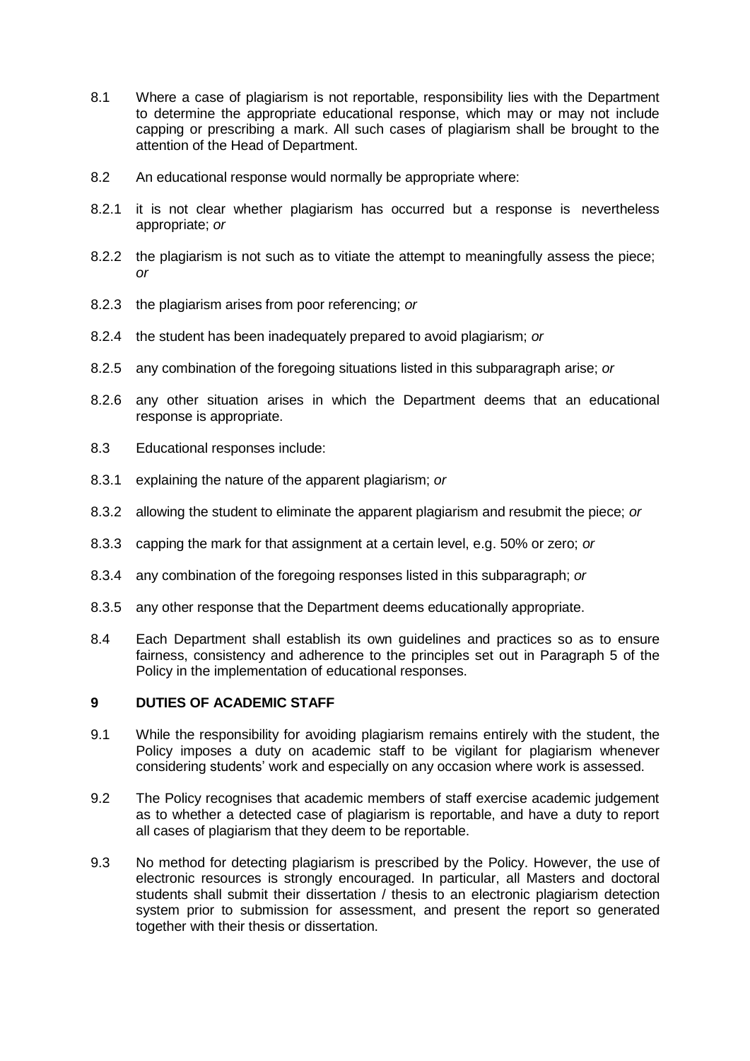8.1 Where a case of plagiarism is not reportable, responsibility lies with the Department to determine the appropriate educational response, which may or may not include capping or prescribing a mark. All such cases of plagiarism shall be brought to the attention of the Head of Department.

8.2 An educational response would normally be appropriate where:

8.2.1 it is not clear whether plagiarism has occurred but a response is nevertheless appropriate; *or*

8.2.2 the plagiarism is not such as to vitiate the attempt to meaningfully assess the piece; *or*

8.2.3 the plagiarism arises from poor referencing; *or*

8.2.4 the student has been inadequately prepared to avoid plagiarism; *or*

8.2.5 any combination of the foregoing situations listed in this subparagraph arise; *or*

8.2.6 any other situation arises in which the Department deems that an educational response is appropriate.

8.3 Educational responses include:

8.3.1 explaining the nature of the apparent plagiarism; *or*

8.3.2 allowing the student to eliminate the apparent plagiarism and resubmit the piece; *or*

8.3.3 capping the mark for that assignment at a certain level, e.g. 50% or zero; *or*

8.3.4 any combination of the foregoing responses listed in this subparagraph; *or*

8.3.5 any other response that the Department deems educationally appropriate.

8.4 Each Department shall establish its own guidelines and practices so as to ensure fairness, consistency and adherence to the principles set out in Paragraph 5 of the Policy in the implementation of educational responses.

## 9 DUTIES OF ACADEMIC STAFF

9.1 While the responsibility for avoiding plagiarism remains entirely with the student, the Policy imposes a duty on academic staff to be vigilant for plagiarism whenever considering students' work and especially on any occasion where work is assessed.

9.2 The Policy recognises that academic members of staff exercise academic judgement as to whether a detected case of plagiarism is reportable, and have a duty to report all cases of plagiarism that they deem to be reportable.

9.3 No method for detecting plagiarism is prescribed by the Policy. However, the use of electronic resources is strongly encouraged. In particular, all Masters and doctoral students shall submit their dissertation / thesis to an electronic plagiarism detection system prior to submission for assessment, and present the report so generated together with their thesis or dissertation.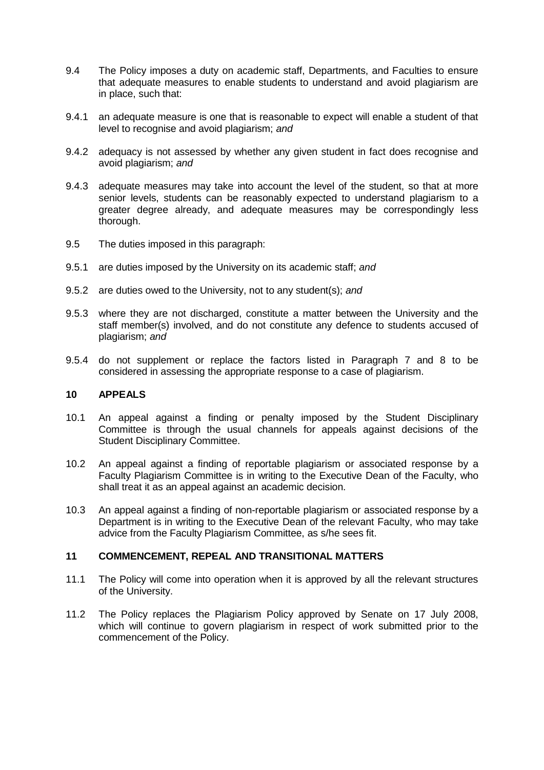9.4 The Policy imposes a duty on academic staff, Departments, and Faculties to ensure that adequate measures to enable students to understand and avoid plagiarism are in place, such that:

9.4.1 an adequate measure is one that is reasonable to expect will enable a student of that level to recognise and avoid plagiarism; *and*

9.4.2 adequacy is not assessed by whether any given student in fact does recognise and avoid plagiarism; *and*

9.4.3 adequate measures may take into account the level of the student, so that at more senior levels, students can be reasonably expected to understand plagiarism to a greater degree already, and adequate measures may be correspondingly less thorough.

9.5 The duties imposed in this paragraph:

9.5.1 are duties imposed by the University on its academic staff; *and*

9.5.2 are duties owed to the University, not to any student(s); *and*

9.5.3 where they are not discharged, constitute a matter between the University and the staff member(s) involved, and do not constitute any defence to students accused of plagiarism; *and*

9.5.4 do not supplement or replace the factors listed in Paragraph 7 and 8 to be considered in assessing the appropriate response to a case of plagiarism.

## 10 APPEALS

10.1 An appeal against a finding or penalty imposed by the Student Disciplinary Committee is through the usual channels for appeals against decisions of the Student Disciplinary Committee.

10.2 An appeal against a finding of reportable plagiarism or associated response by a Faculty Plagiarism Committee is in writing to the Executive Dean of the Faculty, who shall treat it as an appeal against an academic decision.

10.3 An appeal against a finding of non-reportable plagiarism or associated response by a Department is in writing to the Executive Dean of the relevant Faculty, who may take advice from the Faculty Plagiarism Committee, as s/he sees fit.

## 11 COMMENCEMENT, REPEAL AND TRANSITIONAL MATTERS

11.1 The Policy will come into operation when it is approved by all the relevant structures of the University.

11.2 The Policy replaces the Plagiarism Policy approved by Senate on 17 July 2008, which will continue to govern plagiarism in respect of work submitted prior to the commencement of the Policy.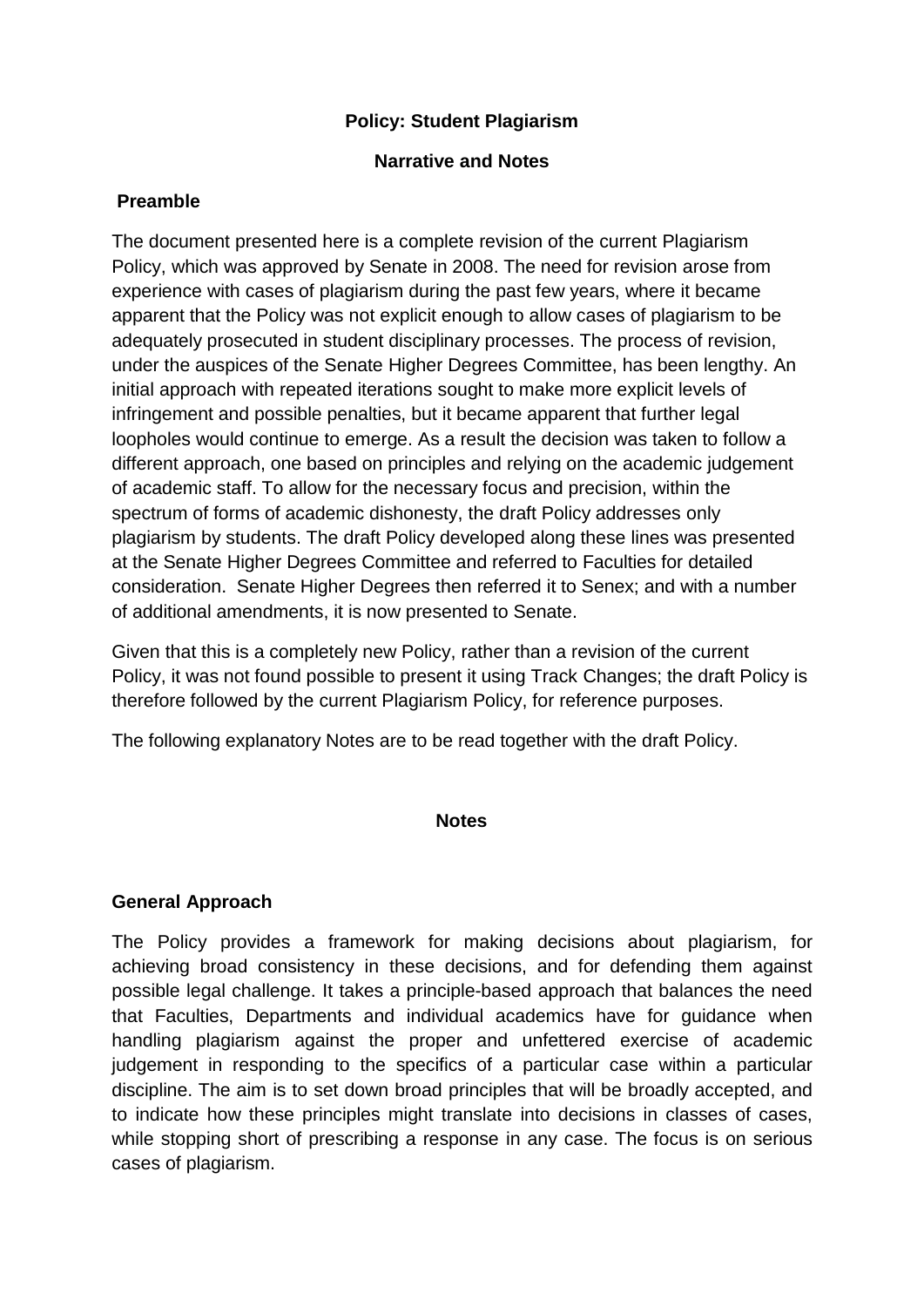**Policy: Student Plagiarism**

**Narrative and Notes**

**Preamble**

The document presented here is a complete revision of the current Plagiarism Policy, which was approved by Senate in 2008. The need for revision arose from experience with cases of plagiarism during the past few years, where it became apparent that the Policy was not explicit enough to allow cases of plagiarism to be adequately prosecuted in student disciplinary processes. The process of revision, under the auspices of the Senate Higher Degrees Committee, has been lengthy. An initial approach with repeated iterations sought to make more explicit levels of infringement and possible penalties, but it became apparent that further legal loopholes would continue to emerge. As a result the decision was taken to follow a different approach, one based on principles and relying on the academic judgement of academic staff. To allow for the necessary focus and precision, within the spectrum of forms of academic dishonesty, the draft Policy addresses only plagiarism by students. The draft Policy developed along these lines was presented at the Senate Higher Degrees Committee and referred to Faculties for detailed consideration. Senate Higher Degrees then referred it to Senex; and with a number of additional amendments, it is now presented to Senate.

Given that this is a completely new Policy, rather than a revision of the current Policy, it was not found possible to present it using Track Changes; the draft Policy is therefore followed by the current Plagiarism Policy, for reference purposes.

The following explanatory Notes are to be read together with the draft Policy.

**Notes**

**General Approach**

The Policy provides a framework for making decisions about plagiarism, for achieving broad consistency in these decisions, and for defending them against possible legal challenge. It takes a principle-based approach that balances the need that Faculties, Departments and individual academics have for guidance when handling plagiarism against the proper and unfettered exercise of academic judgement in responding to the specifics of a particular case within a particular discipline. The aim is to set down broad principles that will be broadly accepted, and to indicate how these principles might translate into decisions in classes of cases, while stopping short of prescribing a response in any case. The focus is on serious cases of plagiarism.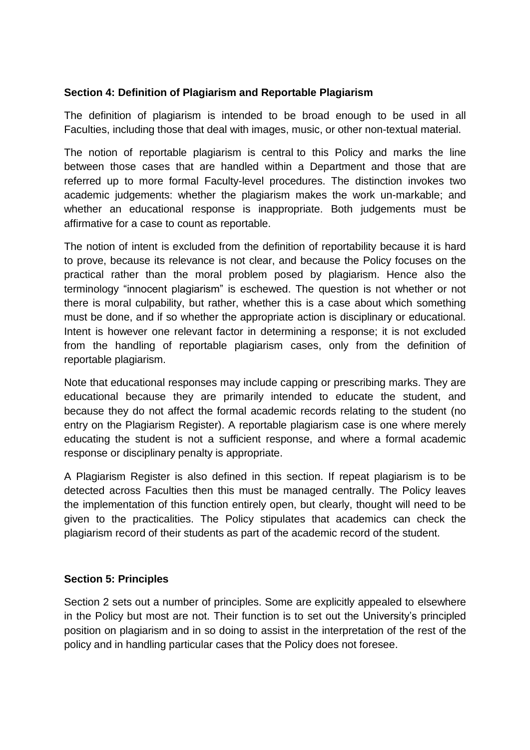## Section 4: Definition of Plagiarism and Reportable Plagiarism

The definition of plagiarism is intended to be broad enough to be used in all Faculties, including those that deal with images, music, or other non-textual material.

The notion of reportable plagiarism is central to this Policy and marks the line between those cases that are handled within a Department and those that are referred up to more formal Faculty-level procedures. The distinction invokes two academic judgements: whether the plagiarism makes the work un-markable; and whether an educational response is inappropriate. Both judgements must be affirmative for a case to count as reportable.

The notion of intent is excluded from the definition of reportability because it is hard to prove, because its relevance is not clear, and because the Policy focuses on the practical rather than the moral problem posed by plagiarism. Hence also the terminology "innocent plagiarism" is eschewed. The question is not whether or not there is moral culpability, but rather, whether this is a case about which something must be done, and if so whether the appropriate action is disciplinary or educational. Intent is however one relevant factor in determining a response; it is not excluded from the handling of reportable plagiarism cases, only from the definition of reportable plagiarism.

Note that educational responses may include capping or prescribing marks. They are educational because they are primarily intended to educate the student, and because they do not affect the formal academic records relating to the student (no entry on the Plagiarism Register). A reportable plagiarism case is one where merely educating the student is not a sufficient response, and where a formal academic response or disciplinary penalty is appropriate.

A Plagiarism Register is also defined in this section. If repeat plagiarism is to be detected across Faculties then this must be managed centrally. The Policy leaves the implementation of this function entirely open, but clearly, thought will need to be given to the practicalities. The Policy stipulates that academics can check the plagiarism record of their students as part of the academic record of the student.

## Section 5: Principles

Section 2 sets out a number of principles. Some are explicitly appealed to elsewhere in the Policy but most are not. Their function is to set out the University's principled position on plagiarism and in so doing to assist in the interpretation of the rest of the policy and in handling particular cases that the Policy does not foresee.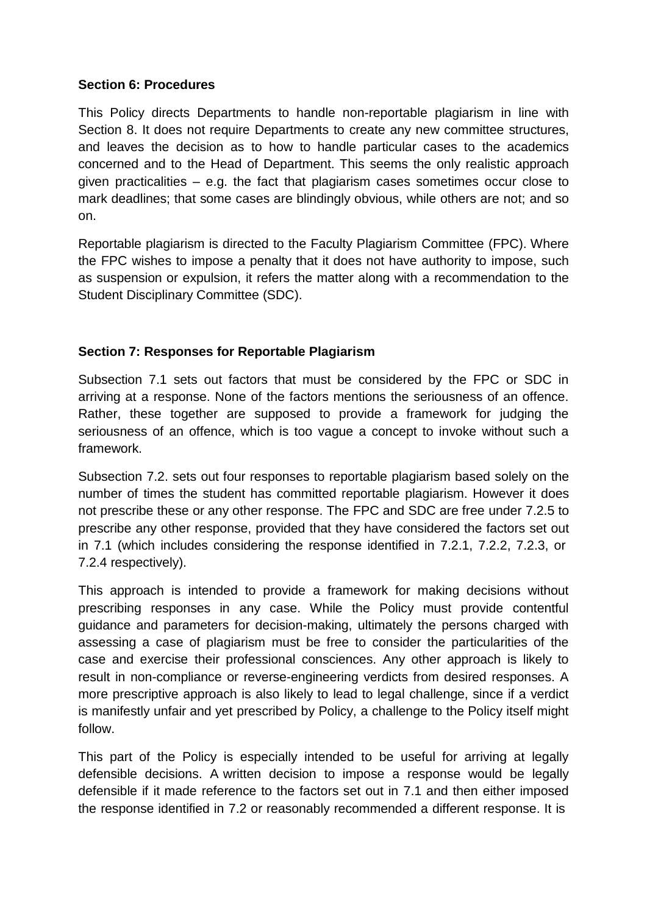**Section 6: Procedures**

This Policy directs Departments to handle non-reportable plagiarism in line with Section 8. It does not require Departments to create any new committee structures, and leaves the decision as to how to handle particular cases to the academics concerned and to the Head of Department. This seems the only realistic approach given practicalities – e.g. the fact that plagiarism cases sometimes occur close to mark deadlines; that some cases are blindingly obvious, while others are not; and so on.

Reportable plagiarism is directed to the Faculty Plagiarism Committee (FPC). Where the FPC wishes to impose a penalty that it does not have authority to impose, such as suspension or expulsion, it refers the matter along with a recommendation to the Student Disciplinary Committee (SDC).

**Section 7: Responses for Reportable Plagiarism**

Subsection 7.1 sets out factors that must be considered by the FPC or SDC in arriving at a response. None of the factors mentions the seriousness of an offence. Rather, these together are supposed to provide a framework for judging the seriousness of an offence, which is too vague a concept to invoke without such a framework.

Subsection 7.2. sets out four responses to reportable plagiarism based solely on the number of times the student has committed reportable plagiarism. However it does not prescribe these or any other response. The FPC and SDC are free under 7.2.5 to prescribe any other response, provided that they have considered the factors set out in 7.1 (which includes considering the response identified in 7.2.1, 7.2.2, 7.2.3, or 7.2.4 respectively).

This approach is intended to provide a framework for making decisions without prescribing responses in any case. While the Policy must provide contentful guidance and parameters for decision-making, ultimately the persons charged with assessing a case of plagiarism must be free to consider the particularities of the case and exercise their professional consciences. Any other approach is likely to result in non-compliance or reverse-engineering verdicts from desired responses. A more prescriptive approach is also likely to lead to legal challenge, since if a verdict is manifestly unfair and yet prescribed by Policy, a challenge to the Policy itself might follow.

This part of the Policy is especially intended to be useful for arriving at legally defensible decisions. A written decision to impose a response would be legally defensible if it made reference to the factors set out in 7.1 and then either imposed the response identified in 7.2 or reasonably recommended a different response. It is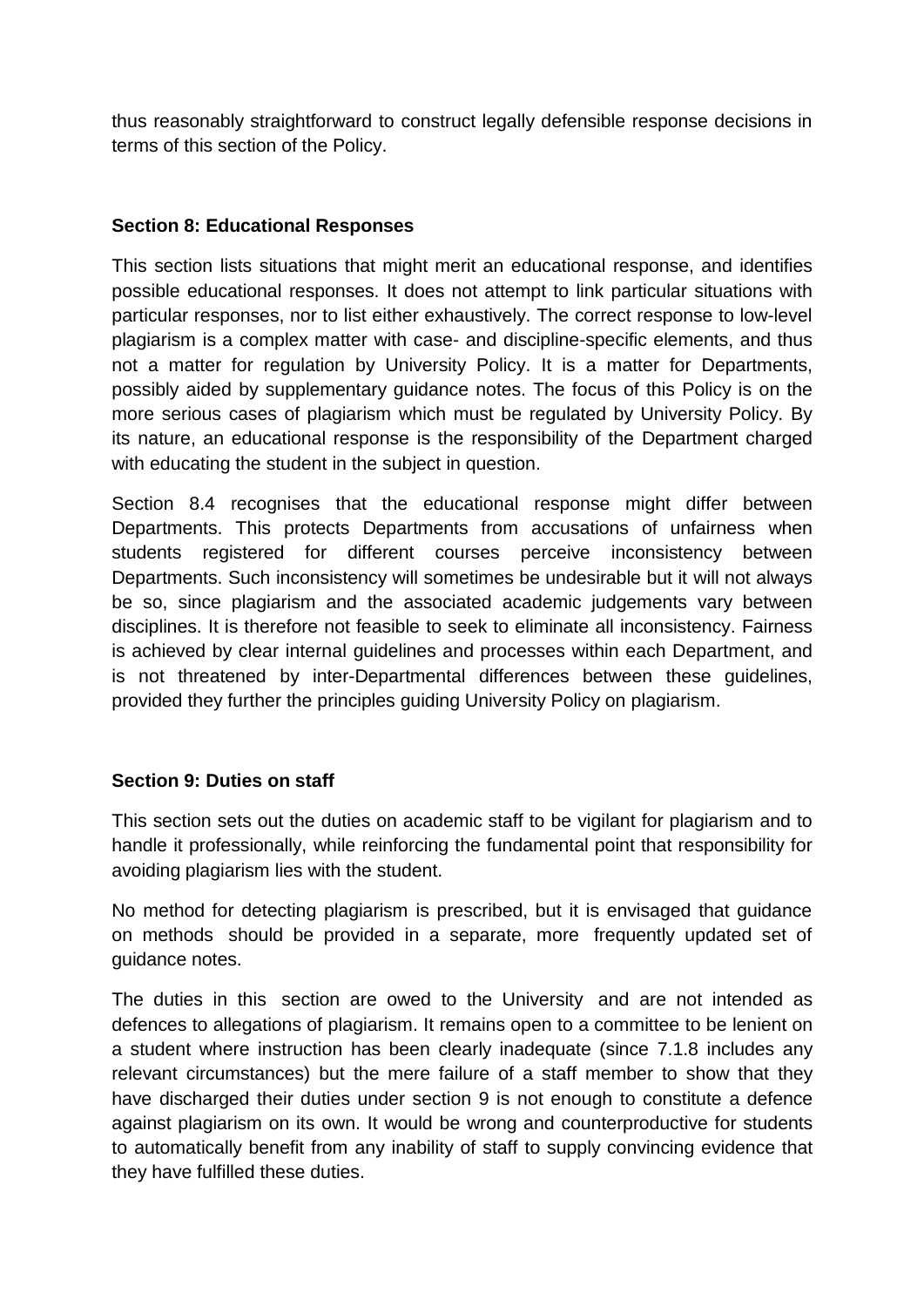thus reasonably straightforward to construct legally defensible response decisions in terms of this section of the Policy.

**Section 8: Educational Responses**

This section lists situations that might merit an educational response, and identifies possible educational responses. It does not attempt to link particular situations with particular responses, nor to list either exhaustively. The correct response to low-level plagiarism is a complex matter with case- and discipline-specific elements, and thus not a matter for regulation by University Policy. It is a matter for Departments, possibly aided by supplementary guidance notes. The focus of this Policy is on the more serious cases of plagiarism which must be regulated by University Policy. By its nature, an educational response is the responsibility of the Department charged with educating the student in the subject in question.

Section 8.4 recognises that the educational response might differ between Departments. This protects Departments from accusations of unfairness when students registered for different courses perceive inconsistency between Departments. Such inconsistency will sometimes be undesirable but it will not always be so, since plagiarism and the associated academic judgements vary between disciplines. It is therefore not feasible to seek to eliminate all inconsistency. Fairness is achieved by clear internal guidelines and processes within each Department, and is not threatened by inter-Departmental differences between these guidelines, provided they further the principles guiding University Policy on plagiarism.

**Section 9: Duties on staff**

This section sets out the duties on academic staff to be vigilant for plagiarism and to handle it professionally, while reinforcing the fundamental point that responsibility for avoiding plagiarism lies with the student.

No method for detecting plagiarism is prescribed, but it is envisaged that guidance on methods should be provided in a separate, more frequently updated set of guidance notes.

The duties in this section are owed to the University and are not intended as defences to allegations of plagiarism. It remains open to a committee to be lenient on a student where instruction has been clearly inadequate (since 7.1.8 includes any relevant circumstances) but the mere failure of a staff member to show that they have discharged their duties under section 9 is not enough to constitute a defence against plagiarism on its own. It would be wrong and counterproductive for students to automatically benefit from any inability of staff to supply convincing evidence that they have fulfilled these duties.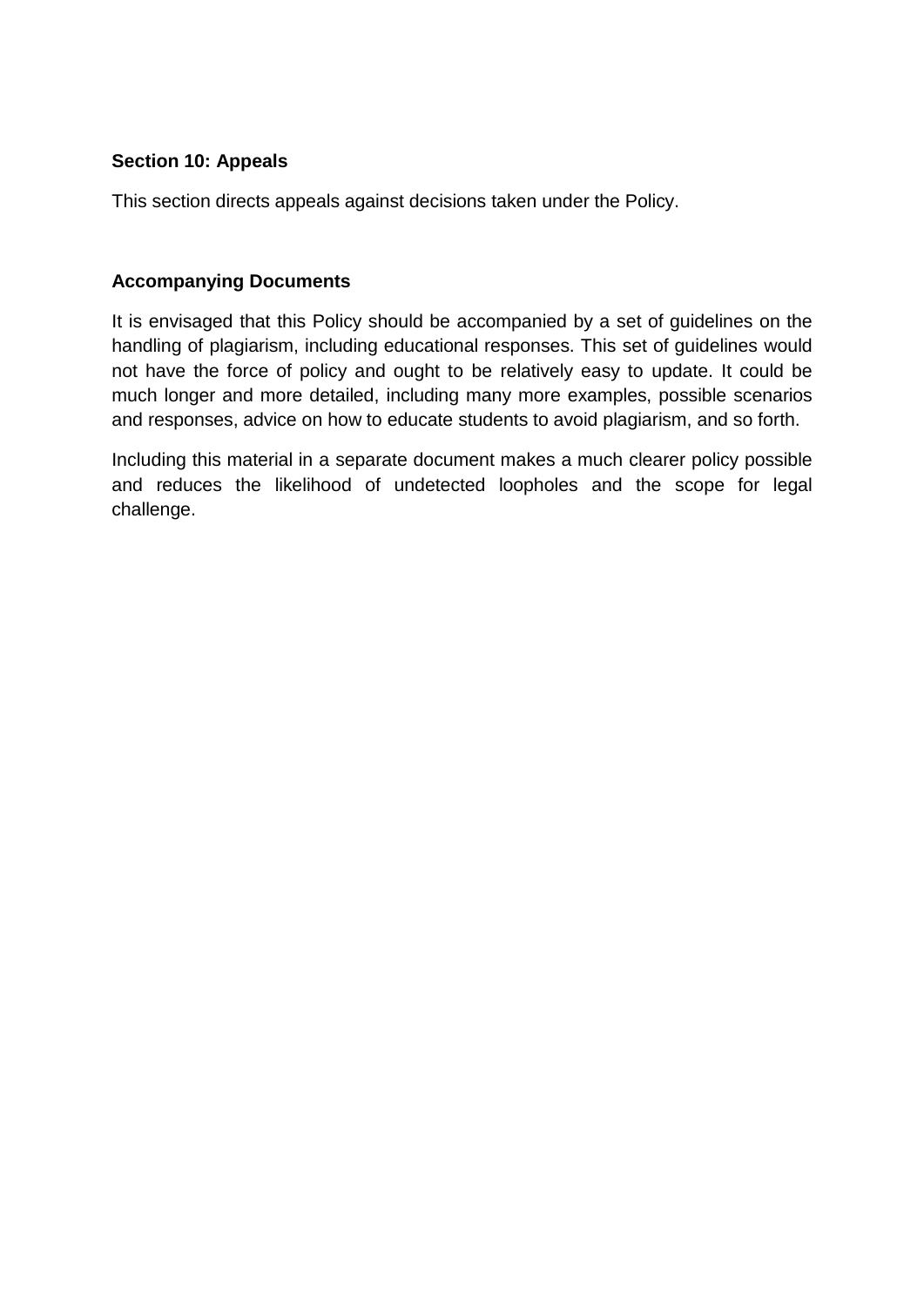**Section 10: Appeals**

This section directs appeals against decisions taken under the Policy.

**Accompanying Documents**

It is envisaged that this Policy should be accompanied by a set of guidelines on the handling of plagiarism, including educational responses. This set of guidelines would not have the force of policy and ought to be relatively easy to update. It could be much longer and more detailed, including many more examples, possible scenarios and responses, advice on how to educate students to avoid plagiarism, and so forth.

Including this material in a separate document makes a much clearer policy possible and reduces the likelihood of undetected loopholes and the scope for legal challenge.